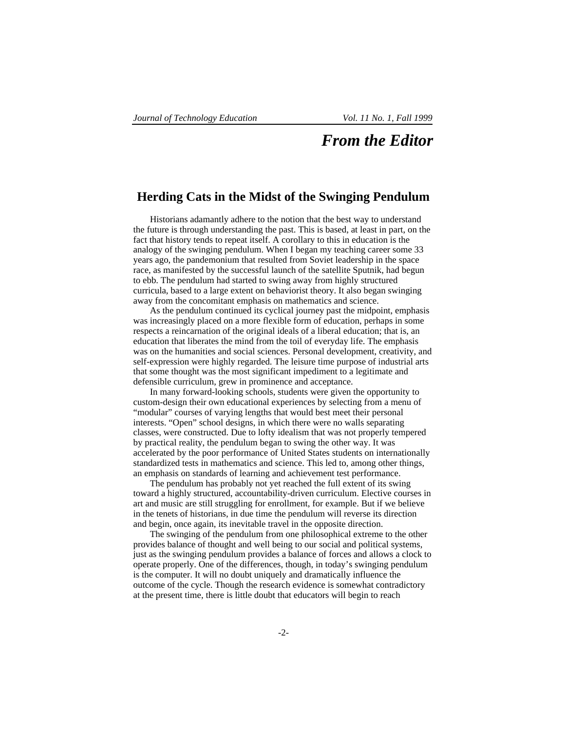# From the Editor

## Herding Cats in the Midst of the Swinging Pendulum

Historians adamantly adhere to the notion that the best way to understand the future is through understanding the past. This is based, at least in part, on the fact that history tends to repeat itself. A corollary to this in education is the analogy of the swinging pendulum. When I began my teaching career some 33 years ago, the pandemonium that resulted from Soviet leadership in the space race, as manifested by the successful launch of the satellite Sputnik, had begun to ebb. The pendulum had started to swing away from highly structured curricula, based to a large extent on behaviorist theory. It also began swinging away from the concomitant emphasis on mathematics and science.

As the pendulum continued its cyclical journey past the midpoint, emphasis was increasingly placed on a more flexible form of education, perhaps in some respects a reincarnation of the original ideals of a liberal education; that is, an education that liberates the mind from the toil of everyday life. The emphasis was on the humanities and social sciences. Personal development, creativity, and self-expression were highly regarded. The leisure time purpose of industrial arts that some thought was the most significant impediment to a legitimate and defensible curriculum, grew in prominence and acceptance.

In many forward-looking schools, students were given the opportunity to custom-design their own educational experiences by selecting from a menu of "modular" courses of varying lengths that would best meet their personal interests. "Open" school designs, in which there were no walls separating classes, were constructed. Due to lofty idealism that was not properly tempered by practical reality, the pendulum began to swing the other way. It was accelerated by the poor performance of United States students on internationally standardized tests in mathematics and science. This led to, among other things, an emphasis on standards of learning and achievement test performance.

The pendulum has probably not yet reached the full extent of its swing toward a highly structured, accountability-driven curriculum. Elective courses in art and music are still struggling for enrollment, for example. But if we believe in the tenets of historians, in due time the pendulum will reverse its direction and begin, once again, its inevitable travel in the opposite direction.

The swinging of the pendulum from one philosophical extreme to the other provides balance of thought and well being to our social and political systems, just as the swinging pendulum provides a balance of forces and allows a clock to operate properly. One of the differences, though, in today's swinging pendulum is the computer. It will no doubt uniquely and dramatically influence the outcome of the cycle. Though the research evidence is somewhat contradictory at the present time, there is little doubt that educators will begin to reach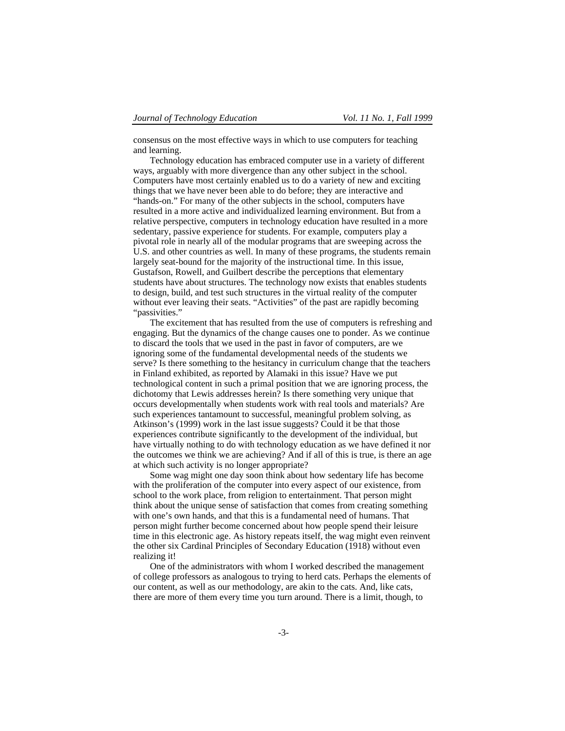consensus on the most effective ways in which to use computers for teaching and learning.

Technology education has embraced computer use in a variety of different ways, arguably with more divergence than any other subject in the school. Computers have most certainly enabled us to do a variety of new and exciting things that we have never been able to do before; they are interactive and "hands-on." For many of the other subjects in the school, computers have resulted in a more active and individualized learning environment. But from a relative perspective, computers in technology education have resulted in a more sedentary, passive experience for students. For example, computers play a pivotal role in nearly all of the modular programs that are sweeping across the U.S. and other countries as well. In many of these programs, the students remain largely seat-bound for the majority of the instructional time. In this issue, Gustafson, Rowell, and Guilbert describe the perceptions that elementary students have about structures. The technology now exists that enables students to design, build, and test such structures in the virtual reality of the computer without ever leaving their seats. "Activities" of the past are rapidly becoming "passivities."

The excitement that has resulted from the use of computers is refreshing and engaging. But the dynamics of the change causes one to ponder. As we continue to discard the tools that we used in the past in favor of computers, are we ignoring some of the fundamental developmental needs of the students we serve? Is there something to the hesitancy in curriculum change that the teachers in Finland exhibited, as reported by Alamaki in this issue? Have we put technological content in such a primal position that we are ignoring process, the dichotomy that Lewis addresses herein? Is there something very unique that occurs developmentally when students work with real tools and materials? Are such experiences tantamount to successful, meaningful problem solving, as Atkinson's (1999) work in the last issue suggests? Could it be that those experiences contribute significantly to the development of the individual, but have virtually nothing to do with technology education as we have defined it nor the outcomes we think we are achieving? And if all of this is true, is there an age at which such activity is no longer appropriate?

Some wag might one day soon think about how sedentary life has become with the proliferation of the computer into every aspect of our existence, from school to the work place, from religion to entertainment. That person might think about the unique sense of satisfaction that comes from creating something with one's own hands, and that this is a fundamental need of humans. That person might further become concerned about how people spend their leisure time in this electronic age. As history repeats itself, the wag might even reinvent the other six Cardinal Principles of Secondary Education (1918) without even realizing it!

One of the administrators with whom I worked described the management of college professors as analogous to trying to herd cats. Perhaps the elements of our content, as well as our methodology, are akin to the cats. And, like cats, there are more of them every time you turn around. There is a limit, though, to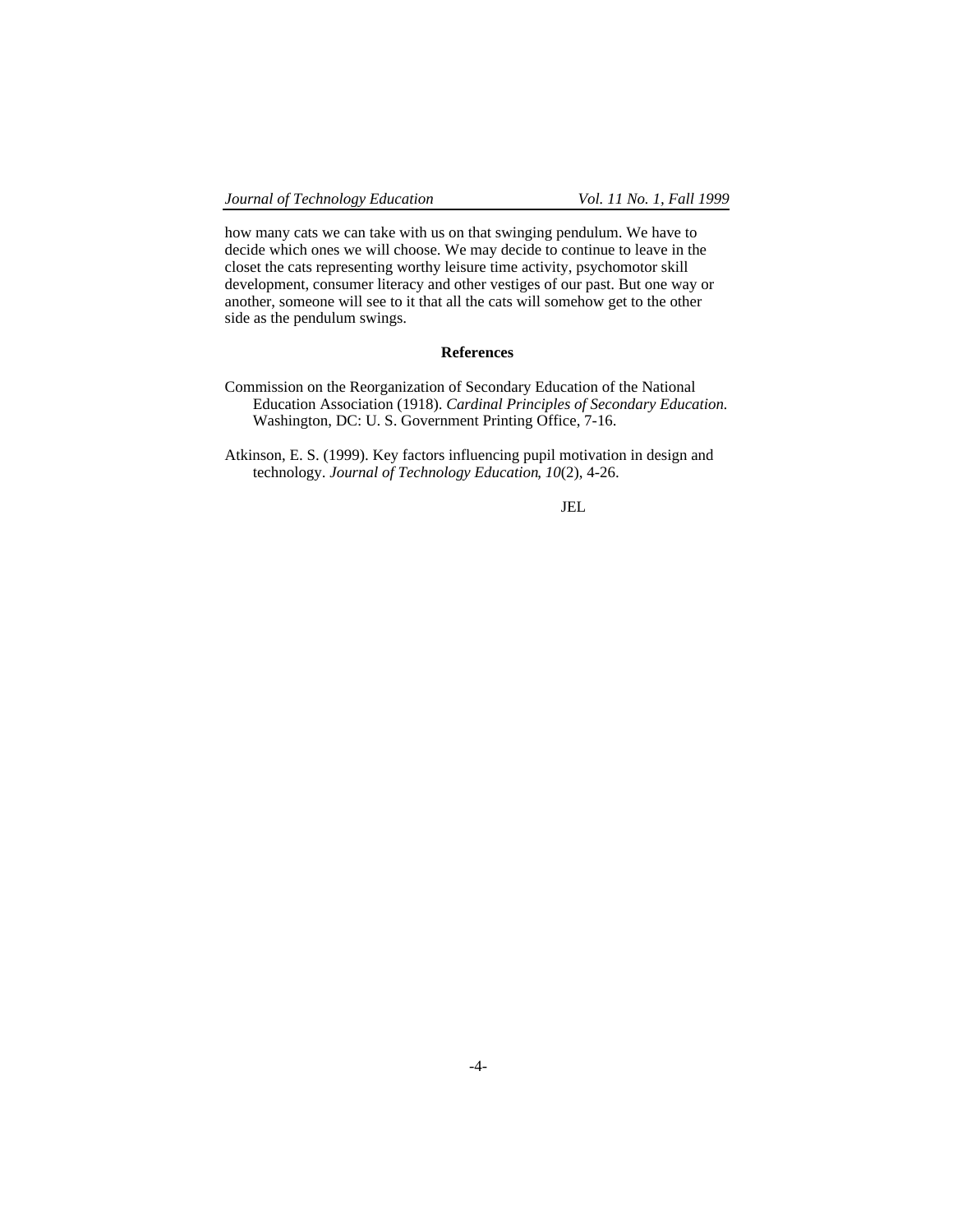how many cats we can take with us on that swinging pendulum. We have to decide which ones we will choose. We may decide to continue to leave in the closet the cats representing worthy leisure time activity, psychomotor skill development, consumer literacy and other vestiges of our past. But one way or another, someone will see to it that all the cats will somehow get to the other side as the pendulum swings.

## References

Commission on the Reorganization of Secondary Education of the National Education Association (1918). *Cardinal Principles of Secondary Education.* Washington, DC: U. S. Government Printing Office, 7-16.

Atkinson, E. S. (1999). Key factors influencing pupil motivation in design and technology. *Journal of Technology Education*, *10*(2), 4-26.

JEL